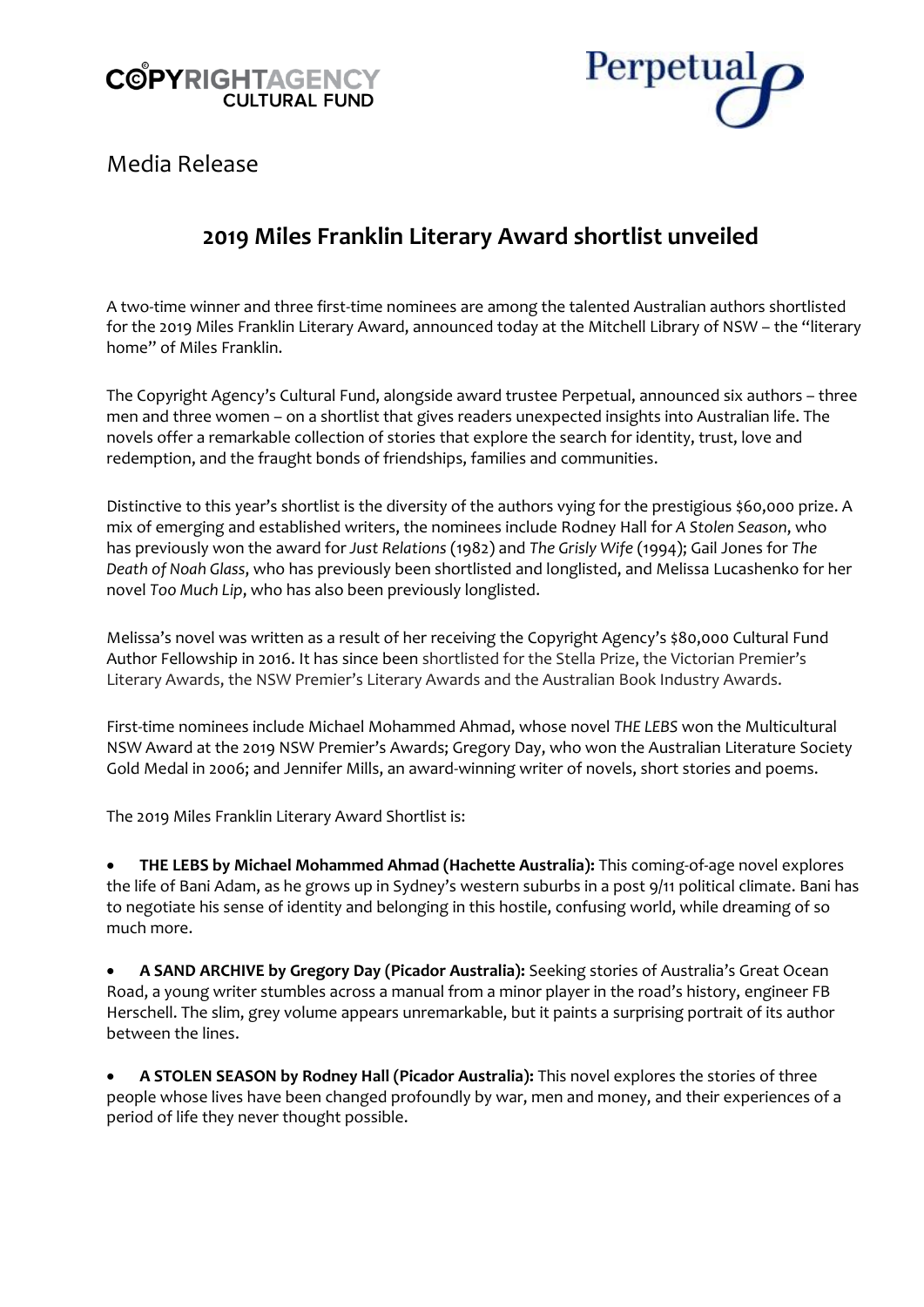Media Release

# 2019 Miles Franklin Literary Award shortlist unveiled

A two-time winner and three first-time nominees are among the talented Australian authors shortlisted for the 2019 Miles Franklin Literary Award, announced today at the Mitchell Library of NSW – the "literary home" of Miles Franklin.

The Copyright Agency's Cultural Fund, alongside award trustee Perpetual, announced six authors – three men and three women – on a shortlist that gives readers unexpected insights into Australian life. The novels offer a remarkable collection of stories that explore the search for identity, trust, love and redemption, and the fraught bonds of friendships, families and communities.

Distinctive to this year's shortlist is the diversity of the authors vying for the prestigious $60,000 prize. A mix of emerging and established writers, the nominees include Rodney Hall for *A Stolen Season*, who has previously won the award for *Just Relations* (1982) and *The Grisly Wife* (1994); Gail Jones for *The Death of Noah Glass*, who has previously been shortlisted and longlisted, and Melissa Lucashenko for her novel *Too Much Lip*, who has also been previously longlisted.

Melissa's novel was written as a result of her receiving the Copyright Agency's $80,000 Cultural Fund Author Fellowship in 2016. It has since been shortlisted for the Stella Prize, the Victorian Premier's Literary Awards, the NSW Premier's Literary Awards and the Australian Book Industry Awards.

First-time nominees include Michael Mohammed Ahmad, whose novel *THE LEBS* won the Multicultural NSW Award at the 2019 NSW Premier's Awards; Gregory Day, who won the Australian Literature Society Gold Medal in 2006; and Jennifer Mills, an award-winning writer of novels, short stories and poems.

The 2019 Miles Franklin Literary Award Shortlist is:

- **THE LEBS by Michael Mohammed Ahmad (Hachette Australia):** This coming-of-age novel explores the life of Bani Adam, as he grows up in Sydney's western suburbs in a post 9/11 political climate. Bani has to negotiate his sense of identity and belonging in this hostile, confusing world, while dreaming of so much more.

- **A SAND ARCHIVE by Gregory Day (Picador Australia):** Seeking stories of Australia's Great Ocean Road, a young writer stumbles across a manual from a minor player in the road's history, engineer FB Herschell. The slim, grey volume appears unremarkable, but it paints a surprising portrait of its author between the lines.

- **A STOLEN SEASON by Rodney Hall (Picador Australia):** This novel explores the stories of three people whose lives have been changed profoundly by war, men and money, and their experiences of a period of life they never thought possible.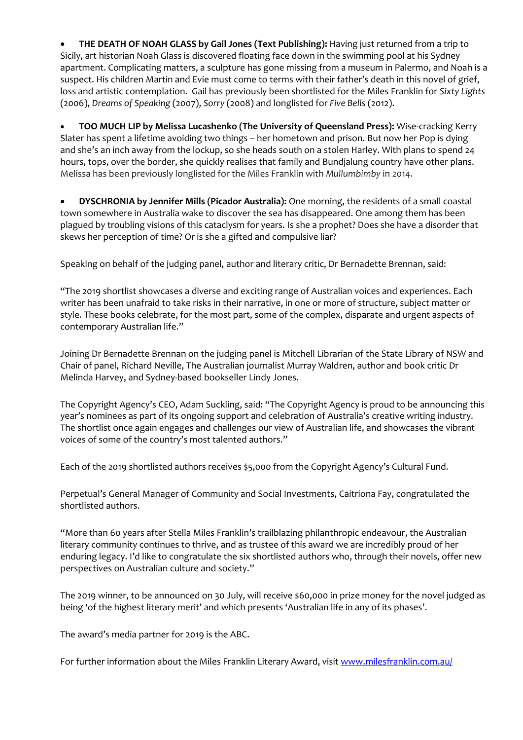- **THE DEATH OF NOAH GLASS by Gail Jones (Text Publishing):** Having just returned from a trip to Sicily, art historian Noah Glass is discovered floating face down in the swimming pool at his Sydney apartment. Complicating matters, a sculpture has gone missing from a museum in Palermo, and Noah is a suspect. His children Martin and Evie must come to terms with their father's death in this novel of grief, loss and artistic contemplation. Gail has previously been shortlisted for the Miles Franklin for *Sixty Lights* (2006), *Dreams of Speaking* (2007), *Sorry* (2008) and longlisted for *Five Bells* (2012).

- **TOO MUCH LIP by Melissa Lucashenko (The University of Queensland Press):** Wise-cracking Kerry Slater has spent a lifetime avoiding two things – her hometown and prison. But now her Pop is dying and she's an inch away from the lockup, so she heads south on a stolen Harley. With plans to spend 24 hours, tops, over the border, she quickly realises that family and Bundjalung country have other plans. Melissa has been previously longlisted for the Miles Franklin with *Mullumbimby* in 2014.

- **DYSCHRONIA by Jennifer Mills (Picador Australia):** One morning, the residents of a small coastal town somewhere in Australia wake to discover the sea has disappeared. One among them has been plagued by troubling visions of this cataclysm for years. Is she a prophet? Does she have a disorder that skews her perception of time? Or is she a gifted and compulsive liar?

Speaking on behalf of the judging panel, author and literary critic, Dr Bernadette Brennan, said:

"The 2019 shortlist showcases a diverse and exciting range of Australian voices and experiences. Each writer has been unafraid to take risks in their narrative, in one or more of structure, subject matter or style. These books celebrate, for the most part, some of the complex, disparate and urgent aspects of contemporary Australian life."

Joining Dr Bernadette Brennan on the judging panel is Mitchell Librarian of the State Library of NSW and Chair of panel, Richard Neville, The Australian journalist Murray Waldren, author and book critic Dr Melinda Harvey, and Sydney-based bookseller Lindy Jones.

The Copyright Agency's CEO, Adam Suckling, said: "The Copyright Agency is proud to be announcing this year's nominees as part of its ongoing support and celebration of Australia's creative writing industry. The shortlist once again engages and challenges our view of Australian life, and showcases the vibrant voices of some of the country's most talented authors."

Each of the 2019 shortlisted authors receives $5,000 from the Copyright Agency's Cultural Fund.

Perpetual's General Manager of Community and Social Investments, Caitriona Fay, congratulated the shortlisted authors.

"More than 60 years after Stella Miles Franklin's trailblazing philanthropic endeavour, the Australian literary community continues to thrive, and as trustee of this award we are incredibly proud of her enduring legacy. I'd like to congratulate the six shortlisted authors who, through their novels, offer new perspectives on Australian culture and society."

The 2019 winner, to be announced on 30 July, will receive $60,000 in prize money for the novel judged as being 'of the highest literary merit' and which presents 'Australian life in any of its phases'.

The award's media partner for 2019 is the ABC.

For further information about the Miles Franklin Literary Award, visit www.milesfranklin.com.au/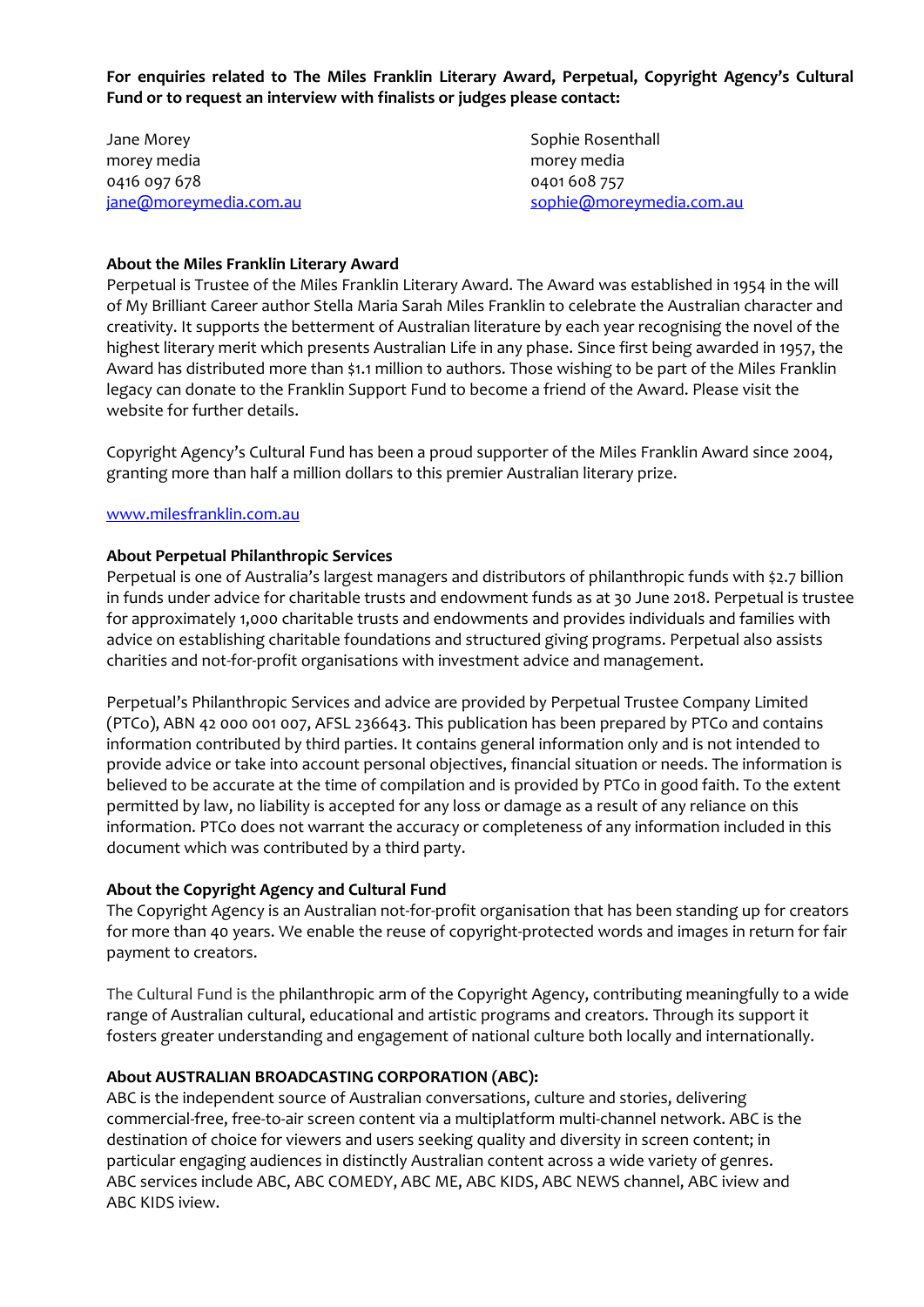**For enquiries related to The Miles Franklin Literary Award, Perpetual, Copyright Agency's Cultural Fund or to request an interview with finalists or judges please contact:**

Jane Morey
morey media
0416 097 678
jane@moreymedia.com.au

Sophie Rosenthall
morey media
0401 608 757
sophie@moreymedia.com.au

**About the Miles Franklin Literary Award**

Perpetual is Trustee of the Miles Franklin Literary Award. The Award was established in 1954 in the will of My Brilliant Career author Stella Maria Sarah Miles Franklin to celebrate the Australian character and creativity. It supports the betterment of Australian literature by each year recognising the novel of the highest literary merit which presents Australian Life in any phase. Since first being awarded in 1957, the Award has distributed more than $1.1 million to authors. Those wishing to be part of the Miles Franklin legacy can donate to the Franklin Support Fund to become a friend of the Award. Please visit the website for further details.

Copyright Agency's Cultural Fund has been a proud supporter of the Miles Franklin Award since 2004, granting more than half a million dollars to this premier Australian literary prize.

www.milesfranklin.com.au

**About Perpetual Philanthropic Services**

Perpetual is one of Australia's largest managers and distributors of philanthropic funds with $2.7 billion in funds under advice for charitable trusts and endowment funds as at 30 June 2018. Perpetual is trustee for approximately 1,000 charitable trusts and endowments and provides individuals and families with advice on establishing charitable foundations and structured giving programs. Perpetual also assists charities and not-for-profit organisations with investment advice and management.

Perpetual's Philanthropic Services and advice are provided by Perpetual Trustee Company Limited (PTCo), ABN 42 000 001 007, AFSL 236643. This publication has been prepared by PTCo and contains information contributed by third parties. It contains general information only and is not intended to provide advice or take into account personal objectives, financial situation or needs. The information is believed to be accurate at the time of compilation and is provided by PTCo in good faith. To the extent permitted by law, no liability is accepted for any loss or damage as a result of any reliance on this information. PTCo does not warrant the accuracy or completeness of any information included in this document which was contributed by a third party.

**About the Copyright Agency and Cultural Fund**

The Copyright Agency is an Australian not-for-profit organisation that has been standing up for creators for more than 40 years. We enable the reuse of copyright-protected words and images in return for fair payment to creators.

The Cultural Fund is the philanthropic arm of the Copyright Agency, contributing meaningfully to a wide range of Australian cultural, educational and artistic programs and creators. Through its support it fosters greater understanding and engagement of national culture both locally and internationally.

**About AUSTRALIAN BROADCASTING CORPORATION (ABC):**

ABC is the independent source of Australian conversations, culture and stories, delivering commercial-free, free-to-air screen content via a multiplatform multi-channel network. ABC is the destination of choice for viewers and users seeking quality and diversity in screen content; in particular engaging audiences in distinctly Australian content across a wide variety of genres. ABC services include ABC, ABC COMEDY, ABC ME, ABC KIDS, ABC NEWS channel, ABC iview and ABC KIDS iview.